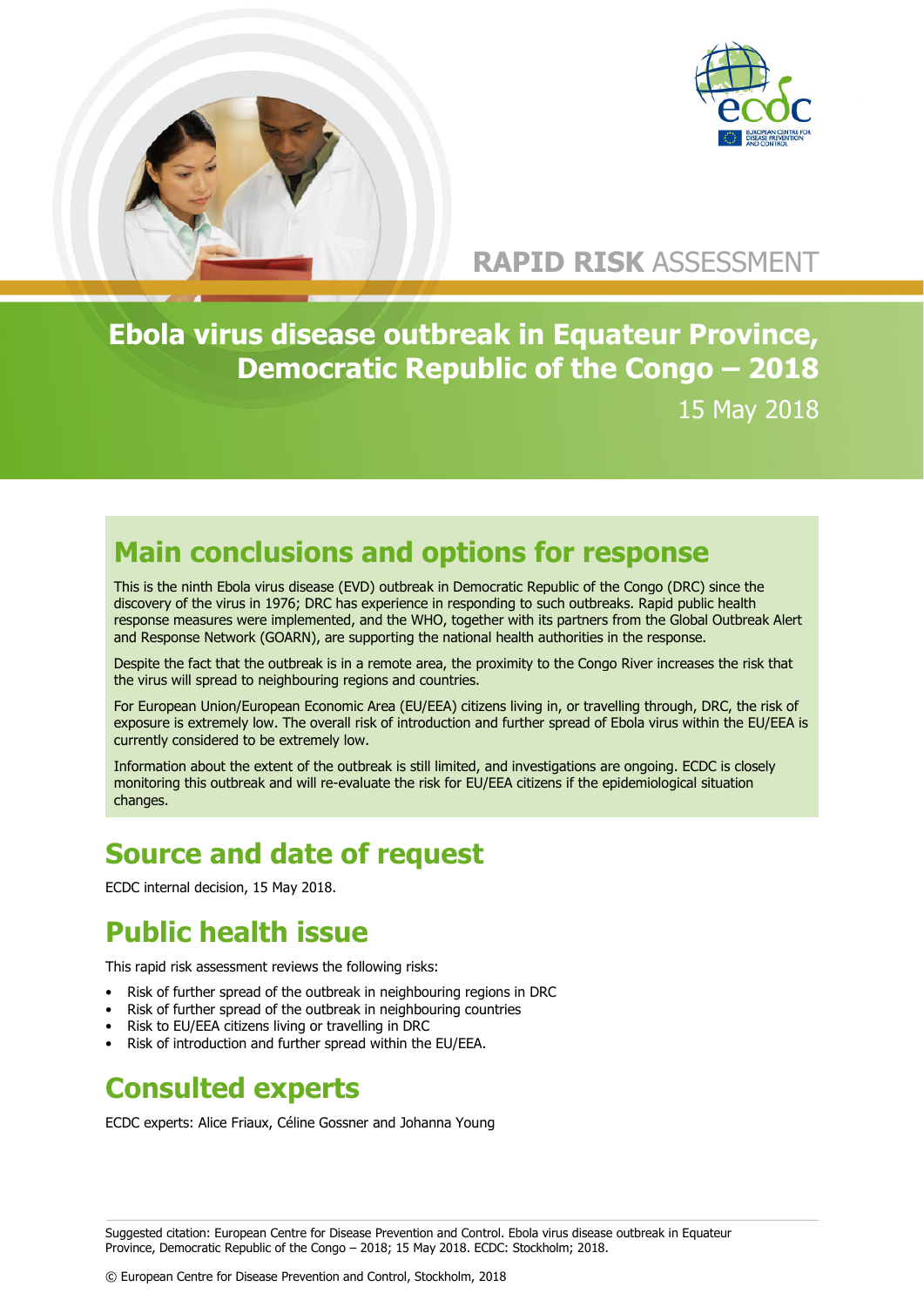RAPID RISK ASSESSMENT

# Ebola virus disease outbreak in Equateur Province, Democratic Republic of the Congo – 2018

15 May 2018

## Main conclusions and options for response

This is the ninth Ebola virus disease (EVD) outbreak in Democratic Republic of the Congo (DRC) since the discovery of the virus in 1976; DRC has experience in responding to such outbreaks. Rapid public health response measures were implemented, and the WHO, together with its partners from the Global Outbreak Alert and Response Network (GOARN), are supporting the national health authorities in the response.

Despite the fact that the outbreak is in a remote area, the proximity to the Congo River increases the risk that the virus will spread to neighbouring regions and countries.

For European Union/European Economic Area (EU/EEA) citizens living in, or travelling through, DRC, the risk of exposure is extremely low. The overall risk of introduction and further spread of Ebola virus within the EU/EEA is currently considered to be extremely low.

Information about the extent of the outbreak is still limited, and investigations are ongoing. ECDC is closely monitoring this outbreak and will re-evaluate the risk for EU/EEA citizens if the epidemiological situation changes.

## Source and date of request

ECDC internal decision, 15 May 2018.

## Public health issue

This rapid risk assessment reviews the following risks:

- Risk of further spread of the outbreak in neighbouring regions in DRC
- Risk of further spread of the outbreak in neighbouring countries
- Risk to EU/EEA citizens living or travelling in DRC
- Risk of introduction and further spread within the EU/EEA.

## Consulted experts

ECDC experts: Alice Friaux, Céline Gossner and Johanna Young

Suggested citation: European Centre for Disease Prevention and Control. Ebola virus disease outbreak in Equateur Province, Democratic Republic of the Congo – 2018; 15 May 2018. ECDC: Stockholm; 2018.

© European Centre for Disease Prevention and Control, Stockholm, 2018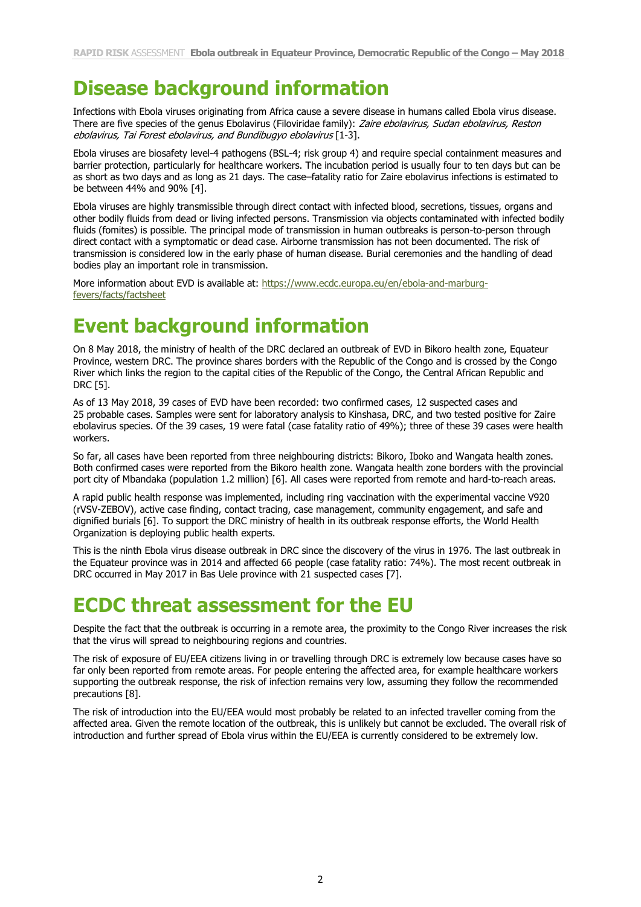# Disease background information

Infections with Ebola viruses originating from Africa cause a severe disease in humans called Ebola virus disease. There are five species of the genus Ebolavirus (Filoviridae family): *Zaire ebolavirus, Sudan ebolavirus, Reston ebolavirus, Tai Forest ebolavirus, and Bundibugyo ebolavirus* [1-3].

Ebola viruses are biosafety level-4 pathogens (BSL-4; risk group 4) and require special containment measures and barrier protection, particularly for healthcare workers. The incubation period is usually four to ten days but can be as short as two days and as long as 21 days. The case–fatality ratio for Zaire ebolavirus infections is estimated to be between 44% and 90% [4].

Ebola viruses are highly transmissible through direct contact with infected blood, secretions, tissues, organs and other bodily fluids from dead or living infected persons. Transmission via objects contaminated with infected bodily fluids (fomites) is possible. The principal mode of transmission in human outbreaks is person-to-person through direct contact with a symptomatic or dead case. Airborne transmission has not been documented. The risk of transmission is considered low in the early phase of human disease. Burial ceremonies and the handling of dead bodies play an important role in transmission.

More information about EVD is available at: https://www.ecdc.europa.eu/en/ebola-and-marburg-fevers/facts/factsheet

# Event background information

On 8 May 2018, the ministry of health of the DRC declared an outbreak of EVD in Bikoro health zone, Equateur Province, western DRC. The province shares borders with the Republic of the Congo and is crossed by the Congo River which links the region to the capital cities of the Republic of the Congo, the Central African Republic and DRC [5].

As of 13 May 2018, 39 cases of EVD have been recorded: two confirmed cases, 12 suspected cases and 25 probable cases. Samples were sent for laboratory analysis to Kinshasa, DRC, and two tested positive for Zaire ebolavirus species. Of the 39 cases, 19 were fatal (case fatality ratio of 49%); three of these 39 cases were health workers.

So far, all cases have been reported from three neighbouring districts: Bikoro, Iboko and Wangata health zones. Both confirmed cases were reported from the Bikoro health zone. Wangata health zone borders with the provincial port city of Mbandaka (population 1.2 million) [6]. All cases were reported from remote and hard-to-reach areas.

A rapid public health response was implemented, including ring vaccination with the experimental vaccine V920 (rVSV-ZEBOV), active case finding, contact tracing, case management, community engagement, and safe and dignified burials [6]. To support the DRC ministry of health in its outbreak response efforts, the World Health Organization is deploying public health experts.

This is the ninth Ebola virus disease outbreak in DRC since the discovery of the virus in 1976. The last outbreak in the Equateur province was in 2014 and affected 66 people (case fatality ratio: 74%). The most recent outbreak in DRC occurred in May 2017 in Bas Uele province with 21 suspected cases [7].

# ECDC threat assessment for the EU

Despite the fact that the outbreak is occurring in a remote area, the proximity to the Congo River increases the risk that the virus will spread to neighbouring regions and countries.

The risk of exposure of EU/EEA citizens living in or travelling through DRC is extremely low because cases have so far only been reported from remote areas. For people entering the affected area, for example healthcare workers supporting the outbreak response, the risk of infection remains very low, assuming they follow the recommended precautions [8].

The risk of introduction into the EU/EEA would most probably be related to an infected traveller coming from the affected area. Given the remote location of the outbreak, this is unlikely but cannot be excluded. The overall risk of introduction and further spread of Ebola virus within the EU/EEA is currently considered to be extremely low.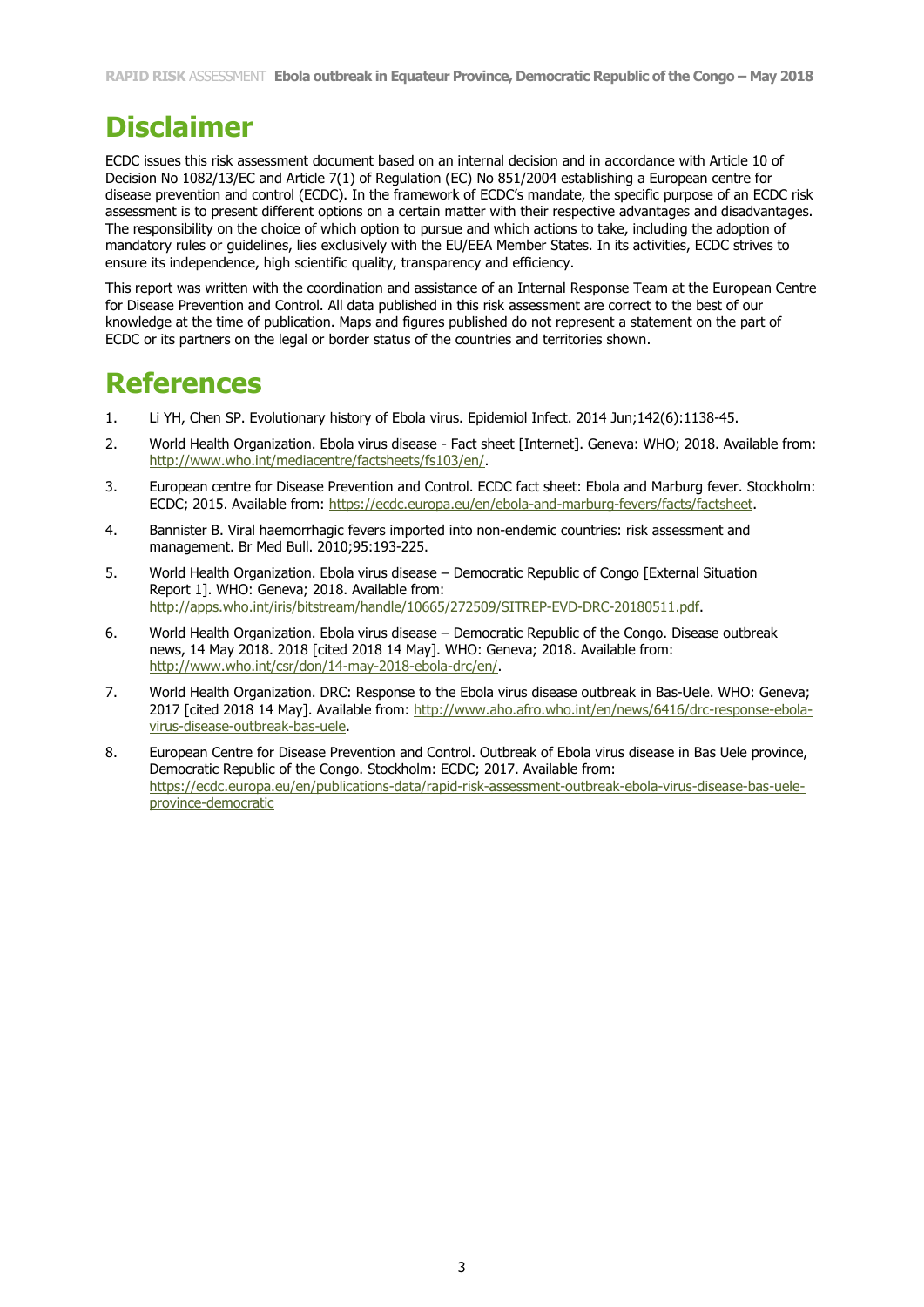# Disclaimer

ECDC issues this risk assessment document based on an internal decision and in accordance with Article 10 of Decision No 1082/13/EC and Article 7(1) of Regulation (EC) No 851/2004 establishing a European centre for disease prevention and control (ECDC). In the framework of ECDC's mandate, the specific purpose of an ECDC risk assessment is to present different options on a certain matter with their respective advantages and disadvantages. The responsibility on the choice of which option to pursue and which actions to take, including the adoption of mandatory rules or guidelines, lies exclusively with the EU/EEA Member States. In its activities, ECDC strives to ensure its independence, high scientific quality, transparency and efficiency.

This report was written with the coordination and assistance of an Internal Response Team at the European Centre for Disease Prevention and Control. All data published in this risk assessment are correct to the best of our knowledge at the time of publication. Maps and figures published do not represent a statement on the part of ECDC or its partners on the legal or border status of the countries and territories shown.

# References

1. Li YH, Chen SP. Evolutionary history of Ebola virus. Epidemiol Infect. 2014 Jun;142(6):1138-45.
2. World Health Organization. Ebola virus disease - Fact sheet [Internet]. Geneva: WHO; 2018. Available from: http://www.who.int/mediacentre/factsheets/fs103/en/.
3. European centre for Disease Prevention and Control. ECDC fact sheet: Ebola and Marburg fever. Stockholm: ECDC; 2015. Available from: https://ecdc.europa.eu/en/ebola-and-marburg-fevers/facts/factsheet.
4. Bannister B. Viral haemorrhagic fevers imported into non-endemic countries: risk assessment and management. Br Med Bull. 2010;95:193-225.
5. World Health Organization. Ebola virus disease – Democratic Republic of Congo [External Situation Report 1]. WHO: Geneva; 2018. Available from: http://apps.who.int/iris/bitstream/handle/10665/272509/SITREP-EVD-DRC-20180511.pdf.
6. World Health Organization. Ebola virus disease – Democratic Republic of the Congo. Disease outbreak news, 14 May 2018. 2018 [cited 2018 14 May]. WHO: Geneva; 2018. Available from: http://www.who.int/csr/don/14-may-2018-ebola-drc/en/.
7. World Health Organization. DRC: Response to the Ebola virus disease outbreak in Bas-Uele. WHO: Geneva; 2017 [cited 2018 14 May]. Available from: http://www.aho.afro.who.int/en/news/6416/drc-response-ebola-virus-disease-outbreak-bas-uele.
8. European Centre for Disease Prevention and Control. Outbreak of Ebola virus disease in Bas Uele province, Democratic Republic of the Congo. Stockholm: ECDC; 2017. Available from: https://ecdc.europa.eu/en/publications-data/rapid-risk-assessment-outbreak-ebola-virus-disease-bas-uele-province-democratic